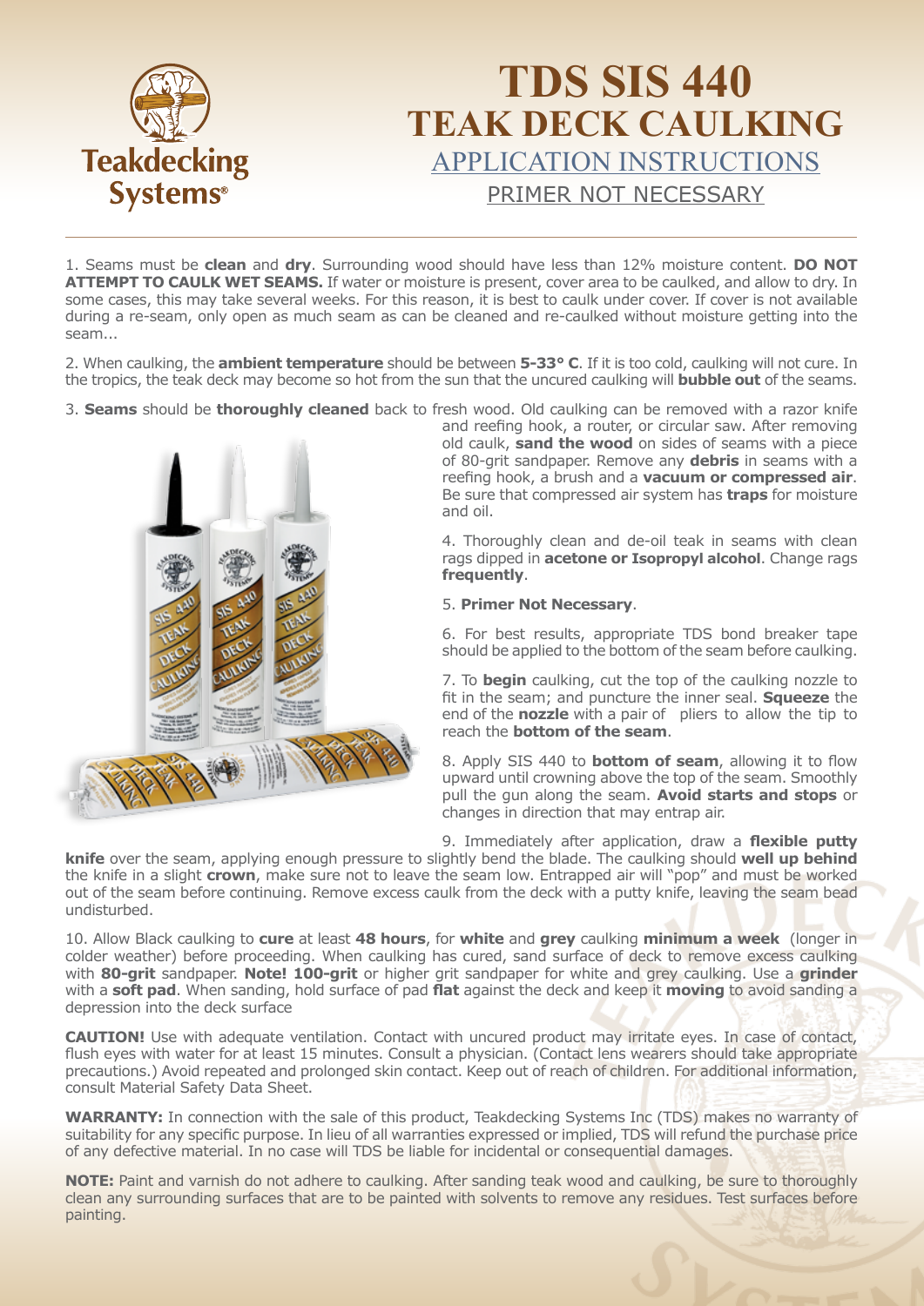# TDS SIS 440
# TEAK DECK CAULKING
## APPLICATION INSTRUCTIONS
## PRIMER NOT NECESSARY

1. Seams must be **clean** and **dry**. Surrounding wood should have less than 12% moisture content. **DO NOT ATTEMPT TO CAULK WET SEAMS.** If water or moisture is present, cover area to be caulked, and allow to dry. In some cases, this may take several weeks. For this reason, it is best to caulk under cover. If cover is not available during a re-seam, only open as much seam as can be cleaned and re-caulked without moisture getting into the seam...

2. When caulking, the **ambient temperature** should be between **5-33° C**. If it is too cold, caulking will not cure. In the tropics, the teak deck may become so hot from the sun that the uncured caulking will **bubble out** of the seams.

3. **Seams** should be **thoroughly cleaned** back to fresh wood. Old caulking can be removed with a razor knife and reefing hook, a router, or circular saw. After removing old caulk, **sand the wood** on sides of seams with a piece of 80-grit sandpaper. Remove any **debris** in seams with a reefing hook, a brush and a **vacuum or compressed air**. Be sure that compressed air system has **traps** for moisture and oil.

4. Thoroughly clean and de-oil teak in seams with clean rags dipped in **acetone or Isopropyl alcohol**. Change rags **frequently**.

5. **Primer Not Necessary**.

6. For best results, appropriate TDS bond breaker tape should be applied to the bottom of the seam before caulking.

7. To **begin** caulking, cut the top of the caulking nozzle to fit in the seam; and puncture the inner seal. **Squeeze** the end of the **nozzle** with a pair of pliers to allow the tip to reach the **bottom of the seam**.

8. Apply SIS 440 to **bottom of seam**, allowing it to flow upward until crowning above the top of the seam. Smoothly pull the gun along the seam. **Avoid starts and stops** or changes in direction that may entrap air.

9. Immediately after application, draw a **flexible putty knife** over the seam, applying enough pressure to slightly bend the blade. The caulking should **well up behind** the knife in a slight **crown**, make sure not to leave the seam low. Entrapped air will "pop" and must be worked out of the seam before continuing. Remove excess caulk from the deck with a putty knife, leaving the seam bead undisturbed.

10. Allow Black caulking to **cure** at least **48 hours**, for **white** and **grey** caulking **minimum a week** (longer in colder weather) before proceeding. When caulking has cured, sand surface of deck to remove excess caulking with **80-grit** sandpaper. **Note! 100-grit** or higher grit sandpaper for white and grey caulking. Use a **grinder** with a **soft pad**. When sanding, hold surface of pad **flat** against the deck and keep it **moving** to avoid sanding a depression into the deck surface

**CAUTION!** Use with adequate ventilation. Contact with uncured product may irritate eyes. In case of contact, flush eyes with water for at least 15 minutes. Consult a physician. (Contact lens wearers should take appropriate precautions.) Avoid repeated and prolonged skin contact. Keep out of reach of children. For additional information, consult Material Safety Data Sheet.

**WARRANTY:** In connection with the sale of this product, Teakdecking Systems Inc (TDS) makes no warranty of suitability for any specific purpose. In lieu of all warranties expressed or implied, TDS will refund the purchase price of any defective material. In no case will TDS be liable for incidental or consequential damages.

**NOTE:** Paint and varnish do not adhere to caulking. After sanding teak wood and caulking, be sure to thoroughly clean any surrounding surfaces that are to be painted with solvents to remove any residues. Test surfaces before painting.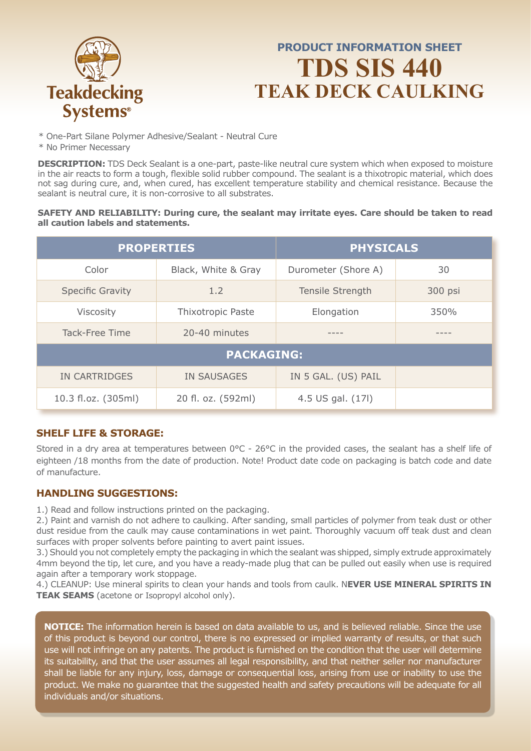Teakdecking Systems®

**PRODUCT INFORMATION SHEET**

# TDS SIS 440
# TEAK DECK CAULKING

* One-Part Silane Polymer Adhesive/Sealant - Neutral Cure
* No Primer Necessary

**DESCRIPTION:** TDS Deck Sealant is a one-part, paste-like neutral cure system which when exposed to moisture in the air reacts to form a tough, flexible solid rubber compound. The sealant is a thixotropic material, which does not sag during cure, and, when cured, has excellent temperature stability and chemical resistance. Because the sealant is neutral cure, it is non-corrosive to all substrates.

**SAFETY AND RELIABILITY: During cure, the sealant may irritate eyes. Care should be taken to read all caution labels and statements.**

| PROPERTIES | | PHYSICALS | |
|---|---|---|---|
| Color | Black, White & Gray | Durometer (Shore A) | 30 |
| Specific Gravity | 1.2 | Tensile Strength | 300 psi |
| Viscosity | Thixotropic Paste | Elongation | 350% |
| Tack-Free Time | 20-40 minutes | ---- | ---- |
| **PACKAGING:** | | | |
| IN CARTRIDGES | IN SAUSAGES | IN 5 GAL. (US) PAIL | |
| 10.3 fl.oz. (305ml) | 20 fl. oz. (592ml) | 4.5 US gal. (17l) | |

## SHELF LIFE & STORAGE:

Stored in a dry area at temperatures between 0°C - 26°C in the provided cases, the sealant has a shelf life of eighteen /18 months from the date of production. Note! Product date code on packaging is batch code and date of manufacture.

## HANDLING SUGGESTIONS:

1.) Read and follow instructions printed on the packaging.
2.) Paint and varnish do not adhere to caulking. After sanding, small particles of polymer from teak dust or other dust residue from the caulk may cause contaminations in wet paint. Thoroughly vacuum off teak dust and clean surfaces with proper solvents before painting to avert paint issues.
3.) Should you not completely empty the packaging in which the sealant was shipped, simply extrude approximately 4mm beyond the tip, let cure, and you have a ready-made plug that can be pulled out easily when use is required again after a temporary work stoppage.
4.) CLEANUP: Use mineral spirits to clean your hands and tools from caulk. N**EVER USE MINERAL SPIRITS IN TEAK SEAMS** (acetone or Isopropyl alcohol only).

**NOTICE:** The information herein is based on data available to us, and is believed reliable. Since the use of this product is beyond our control, there is no expressed or implied warranty of results, or that such use will not infringe on any patents. The product is furnished on the condition that the user will determine its suitability, and that the user assumes all legal responsibility, and that neither seller nor manufacturer shall be liable for any injury, loss, damage or consequential loss, arising from use or inability to use the product. We make no guarantee that the suggested health and safety precautions will be adequate for all individuals and/or situations.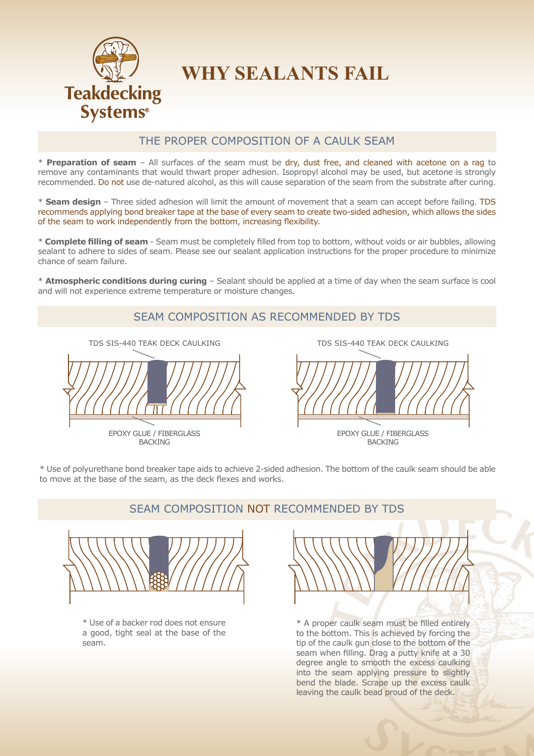# WHY SEALANTS FAIL

## THE PROPER COMPOSITION OF A CAULK SEAM

* **Preparation of seam** – All surfaces of the seam must be dry, dust free, and cleaned with acetone on a rag to remove any contaminants that would thwart proper adhesion. Isopropyl alcohol may be used, but acetone is strongly recommended. Do not use de-natured alcohol, as this will cause separation of the seam from the substrate after curing.

* **Seam design** – Three sided adhesion will limit the amount of movement that a seam can accept before failing. TDS recommends applying bond breaker tape at the base of every seam to create two-sided adhesion, which allows the sides of the seam to work independently from the bottom, increasing flexibility.

* **Complete filling of seam** - Seam must be completely filled from top to bottom, without voids or air bubbles, allowing sealant to adhere to sides of seam. Please see our sealant application instructions for the proper procedure to minimize chance of seam failure.

* **Atmospheric conditions during curing** – Sealant should be applied at a time of day when the seam surface is cool and will not experience extreme temperature or moisture changes.

## SEAM COMPOSITION AS RECOMMENDED BY TDS

TDS SIS-440 TEAK DECK CAULKING

EPOXY GLUE / FIBERGLASS BACKING

TDS SIS-440 TEAK DECK CAULKING

EPOXY GLUE / FIBERGLASS BACKING

* Use of polyurethane bond breaker tape aids to achieve 2-sided adhesion. The bottom of the caulk seam should be able to move at the base of the seam, as the deck flexes and works.

## SEAM COMPOSITION NOT RECOMMENDED BY TDS

* Use of a backer rod does not ensure a good, tight seal at the base of the seam.

* A proper caulk seam must be filled entirely to the bottom. This is achieved by forcing the tip of the caulk gun close to the bottom of the seam when filling. Drag a putty knife at a 30 degree angle to smooth the excess caulking into the seam applying pressure to slightly bend the blade. Scrape up the excess caulk leaving the caulk bead proud of the deck.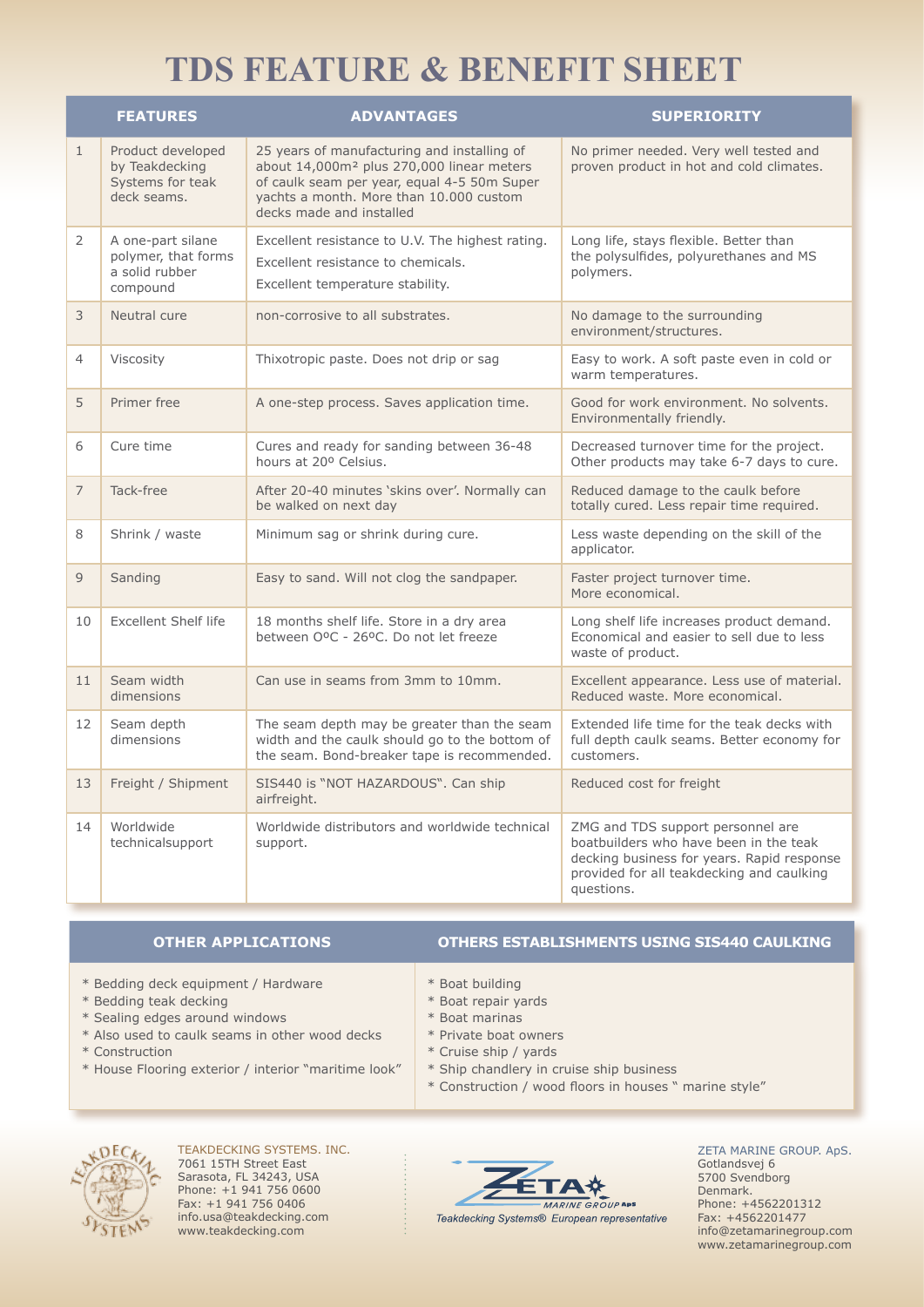# TDS FEATURE & BENEFIT SHEET

| | FEATURES | ADVANTAGES | SUPERIORITY |
|---|---|---|---|
| 1 | Product developed by Teakdecking Systems for teak deck seams. | 25 years of manufacturing and installing of about 14,000m² plus 270,000 linear meters of caulk seam per year, equal 4-5 50m Super yachts a month. More than 10.000 custom decks made and installed | No primer needed. Very well tested and proven product in hot and cold climates. |
| 2 | A one-part silane polymer, that forms a solid rubber compound | Excellent resistance to U.V. The highest rating. Excellent resistance to chemicals. Excellent temperature stability. | Long life, stays flexible. Better than the polysulfides, polyurethanes and MS polymers. |
| 3 | Neutral cure | non-corrosive to all substrates. | No damage to the surrounding environment/structures. |
| 4 | Viscosity | Thixotropic paste. Does not drip or sag | Easy to work. A soft paste even in cold or warm temperatures. |
| 5 | Primer free | A one-step process. Saves application time. | Good for work environment. No solvents. Environmentally friendly. |
| 6 | Cure time | Cures and ready for sanding between 36-48 hours at 20º Celsius. | Decreased turnover time for the project. Other products may take 6-7 days to cure. |
| 7 | Tack-free | After 20-40 minutes 'skins over'. Normally can be walked on next day | Reduced damage to the caulk before totally cured. Less repair time required. |
| 8 | Shrink / waste | Minimum sag or shrink during cure. | Less waste depending on the skill of the applicator. |
| 9 | Sanding | Easy to sand. Will not clog the sandpaper. | Faster project turnover time. More economical. |
| 10 | Excellent Shelf life | 18 months shelf life. Store in a dry area between OºC - 26ºC. Do not let freeze | Long shelf life increases product demand. Economical and easier to sell due to less waste of product. |
| 11 | Seam width dimensions | Can use in seams from 3mm to 10mm. | Excellent appearance. Less use of material. Reduced waste. More economical. |
| 12 | Seam depth dimensions | The seam depth may be greater than the seam width and the caulk should go to the bottom of the seam. Bond-breaker tape is recommended. | Extended life time for the teak decks with full depth caulk seams. Better economy for customers. |
| 13 | Freight / Shipment | SIS440 is "NOT HAZARDOUS". Can ship airfreight. | Reduced cost for freight |
| 14 | Worldwide technicalsupport | Worldwide distributors and worldwide technical support. | ZMG and TDS support personnel are boatbuilders who have been in the teak decking business for years. Rapid response provided for all teakdecking and caulking questions. |

## OTHER APPLICATIONS

* Bedding deck equipment / Hardware
* Bedding teak decking
* Sealing edges around windows
* Also used to caulk seams in other wood decks
* Construction
* House Flooring exterior / interior "maritime look"

## OTHERS ESTABLISHMENTS USING SIS440 CAULKING

* Boat building
* Boat repair yards
* Boat marinas
* Private boat owners
* Cruise ship / yards
* Ship chandlery in cruise ship business
* Construction / wood floors in houses " marine style"

TEAKDECKING SYSTEMS. INC.
7061 15TH Street East
Sarasota, FL 34243, USA
Phone: +1 941 756 0600
Fax: +1 941 756 0406
info.usa@teakdecking.com
www.teakdecking.com

Teakdecking Systems® European representative

ZETA MARINE GROUP. ApS.
Gotlandsvej 6
5700 Svendborg
Denmark.
Phone: +4562201312
Fax: +4562201477
info@zetamarinegroup.com
www.zetamarinegroup.com